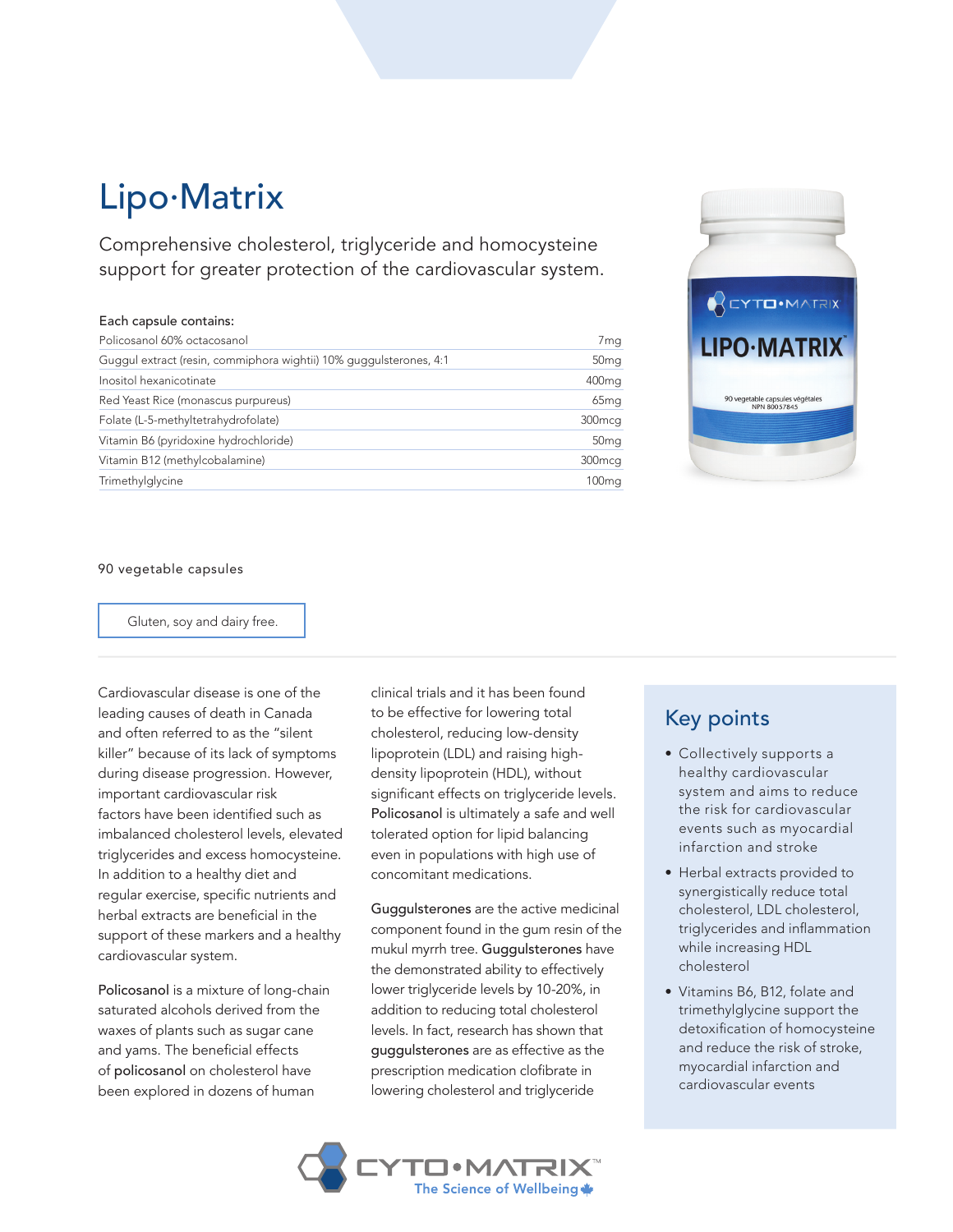# Lipo·Matrix

Comprehensive cholesterol, triglyceride and homocysteine support for greater protection of the cardiovascular system.

**Each capsule contains:**

| Ingredient | Amount |
|---|---|
| Policosanol 60% octacosanol | 7mg |
| Guggul extract (resin, commiphora wightii) 10% guggulsterones, 4:1 | 50mg |
| Inositol hexanicotinate | 400mg |
| Red Yeast Rice (monascus purpureus) | 65mg |
| Folate (L-5-methyltetrahydrofolate) | 300mcg |
| Vitamin B6 (pyridoxine hydrochloride) | 50mg |
| Vitamin B12 (methylcobalamine) | 300mcg |
| Trimethylglycine | 100mg |

90 vegetable capsules

Gluten, soy and dairy free.

Cardiovascular disease is one of the leading causes of death in Canada and often referred to as the "silent killer" because of its lack of symptoms during disease progression. However, important cardiovascular risk factors have been identified such as imbalanced cholesterol levels, elevated triglycerides and excess homocysteine. In addition to a healthy diet and regular exercise, specific nutrients and herbal extracts are beneficial in the support of these markers and a healthy cardiovascular system.

**Policosanol** is a mixture of long-chain saturated alcohols derived from the waxes of plants such as sugar cane and yams. The beneficial effects of **policosanol** on cholesterol have been explored in dozens of human clinical trials and it has been found to be effective for lowering total cholesterol, reducing low-density lipoprotein (LDL) and raising high-density lipoprotein (HDL), without significant effects on triglyceride levels. **Policosanol** is ultimately a safe and well tolerated option for lipid balancing even in populations with high use of concomitant medications.

**Guggulsterones** are the active medicinal component found in the gum resin of the mukul myrrh tree. **Guggulsterones** have the demonstrated ability to effectively lower triglyceride levels by 10-20%, in addition to reducing total cholesterol levels. In fact, research has shown that **guggulsterones** are as effective as the prescription medication clofibrate in lowering cholesterol and triglyceride

## Key points

- Collectively supports a healthy cardiovascular system and aims to reduce the risk for cardiovascular events such as myocardial infarction and stroke
- Herbal extracts provided to synergistically reduce total cholesterol, LDL cholesterol, triglycerides and inflammation while increasing HDL cholesterol
- Vitamins B6, B12, folate and trimethylglycine support the detoxification of homocysteine and reduce the risk of stroke, myocardial infarction and cardiovascular events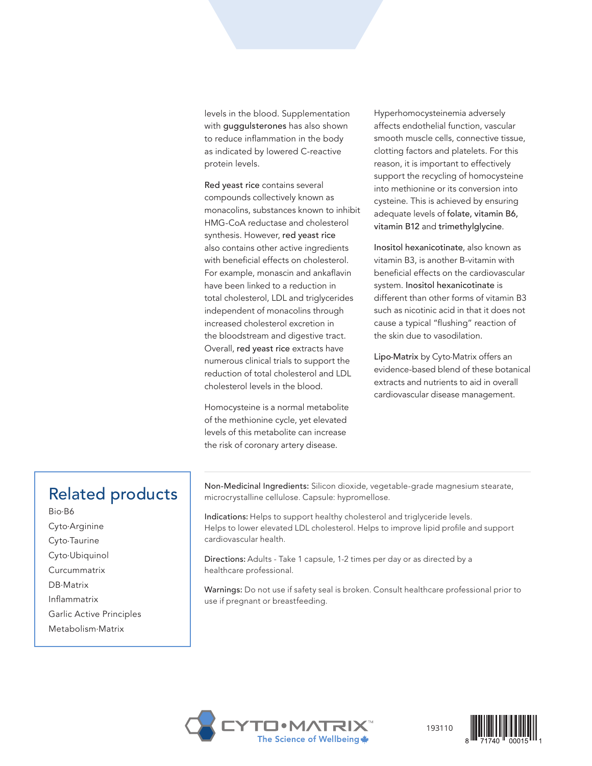levels in the blood. Supplementation with **guggulsterones** has also shown to reduce inflammation in the body as indicated by lowered C-reactive protein levels.

**Red yeast rice** contains several compounds collectively known as monacolins, substances known to inhibit HMG-CoA reductase and cholesterol synthesis. However, **red yeast rice** also contains other active ingredients with beneficial effects on cholesterol. For example, monascin and ankaflavin have been linked to a reduction in total cholesterol, LDL and triglycerides independent of monacolins through increased cholesterol excretion in the bloodstream and digestive tract. Overall, **red yeast rice** extracts have numerous clinical trials to support the reduction of total cholesterol and LDL cholesterol levels in the blood.

Homocysteine is a normal metabolite of the methionine cycle, yet elevated levels of this metabolite can increase the risk of coronary artery disease.

Hyperhomocysteinemia adversely affects endothelial function, vascular smooth muscle cells, connective tissue, clotting factors and platelets. For this reason, it is important to effectively support the recycling of homocysteine into methionine or its conversion into cysteine. This is achieved by ensuring adequate levels of **folate, vitamin B6, vitamin B12** and **trimethylglycine**.

**Inositol hexanicotinate**, also known as vitamin B3, is another B-vitamin with beneficial effects on the cardiovascular system. **Inositol hexanicotinate** is different than other forms of vitamin B3 such as nicotinic acid in that it does not cause a typical "flushing" reaction of the skin due to vasodilation.

**Lipo·Matrix** by Cyto·Matrix offers an evidence-based blend of these botanical extracts and nutrients to aid in overall cardiovascular disease management.

## Related products

- Bio·B6
- Cyto·Arginine
- Cyto·Taurine
- Cyto·Ubiquinol
- Curcummatrix
- DB·Matrix
- Inflammatrix
- Garlic Active Principles
- Metabolism·Matrix

**Non-Medicinal Ingredients:** Silicon dioxide, vegetable-grade magnesium stearate, microcrystalline cellulose. Capsule: hypromellose.

**Indications:** Helps to support healthy cholesterol and triglyceride levels. Helps to lower elevated LDL cholesterol. Helps to improve lipid profile and support cardiovascular health.

**Directions:** Adults - Take 1 capsule, 1-2 times per day or as directed by a healthcare professional.

**Warnings:** Do not use if safety seal is broken. Consult healthcare professional prior to use if pregnant or breastfeeding.

CYTO•MATRIX™
The Science of Wellbeing

193110

8 71740 00015 1